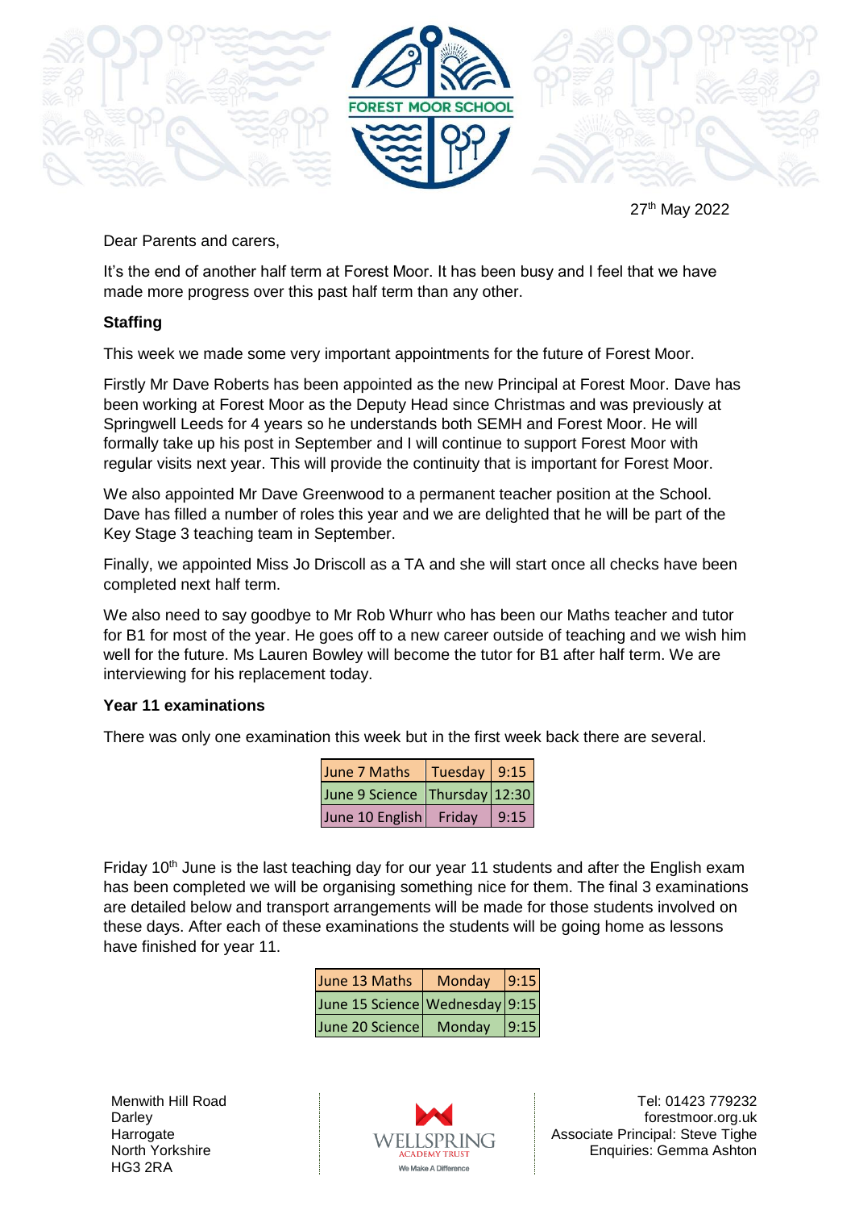27th May 2022

Dear Parents and carers,

It's the end of another half term at Forest Moor. It has been busy and I feel that we have made more progress over this past half term than any other.

**Staffing**

This week we made some very important appointments for the future of Forest Moor.

Firstly Mr Dave Roberts has been appointed as the new Principal at Forest Moor. Dave has been working at Forest Moor as the Deputy Head since Christmas and was previously at Springwell Leeds for 4 years so he understands both SEMH and Forest Moor. He will formally take up his post in September and I will continue to support Forest Moor with regular visits next year. This will provide the continuity that is important for Forest Moor.

We also appointed Mr Dave Greenwood to a permanent teacher position at the School. Dave has filled a number of roles this year and we are delighted that he will be part of the Key Stage 3 teaching team in September.

Finally, we appointed Miss Jo Driscoll as a TA and she will start once all checks have been completed next half term.

We also need to say goodbye to Mr Rob Whurr who has been our Maths teacher and tutor for B1 for most of the year. He goes off to a new career outside of teaching and we wish him well for the future. Ms Lauren Bowley will become the tutor for B1 after half term. We are interviewing for his replacement today.

**Year 11 examinations**

There was only one examination this week but in the first week back there are several.

| | | |
|---|---|---|
| June 7 Maths | Tuesday | 9:15 |
| June 9 Science | Thursday | 12:30 |
| June 10 English | Friday | 9:15 |

Friday 10th June is the last teaching day for our year 11 students and after the English exam has been completed we will be organising something nice for them. The final 3 examinations are detailed below and transport arrangements will be made for those students involved on these days. After each of these examinations the students will be going home as lessons have finished for year 11.

| | | |
|---|---|---|
| June 13 Maths | Monday | 9:15 |
| June 15 Science | Wednesday | 9:15 |
| June 20 Science | Monday | 9:15 |

Menwith Hill Road
Darley
Harrogate
North Yorkshire
HG3 2RA

Tel: 01423 779232
forestmoor.org.uk
Associate Principal: Steve Tighe
Enquiries: Gemma Ashton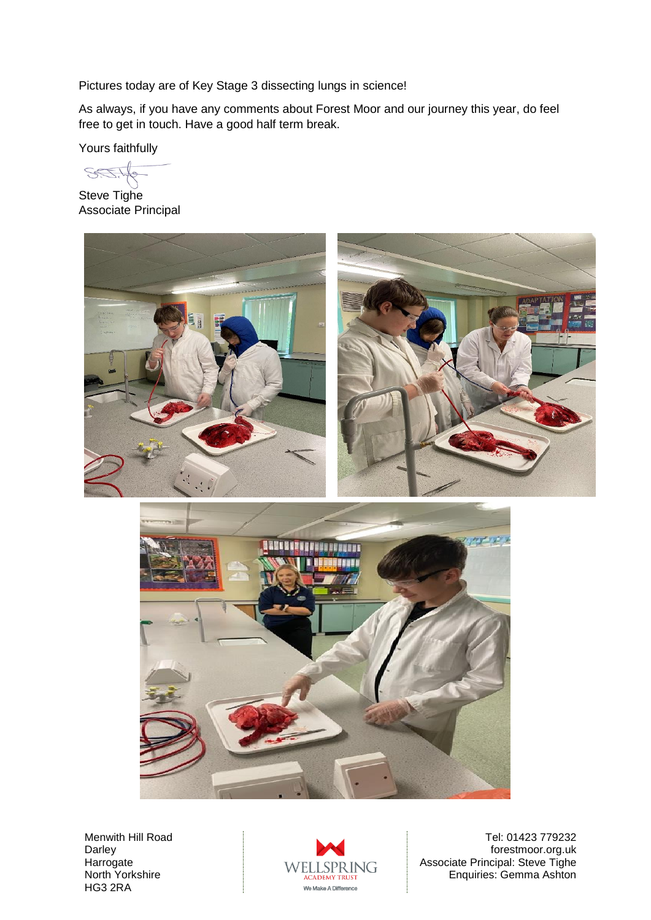Pictures today are of Key Stage 3 dissecting lungs in science!

As always, if you have any comments about Forest Moor and our journey this year, do feel free to get in touch. Have a good half term break.

Yours faithfully

Steve Tighe
Associate Principal

Menwith Hill Road
Darley
Harrogate
North Yorkshire
HG3 2RA

WELLSPRING ACADEMY TRUST
We Make A Difference

Tel: 01423 779232
forestmoor.org.uk
Associate Principal: Steve Tighe
Enquiries: Gemma Ashton